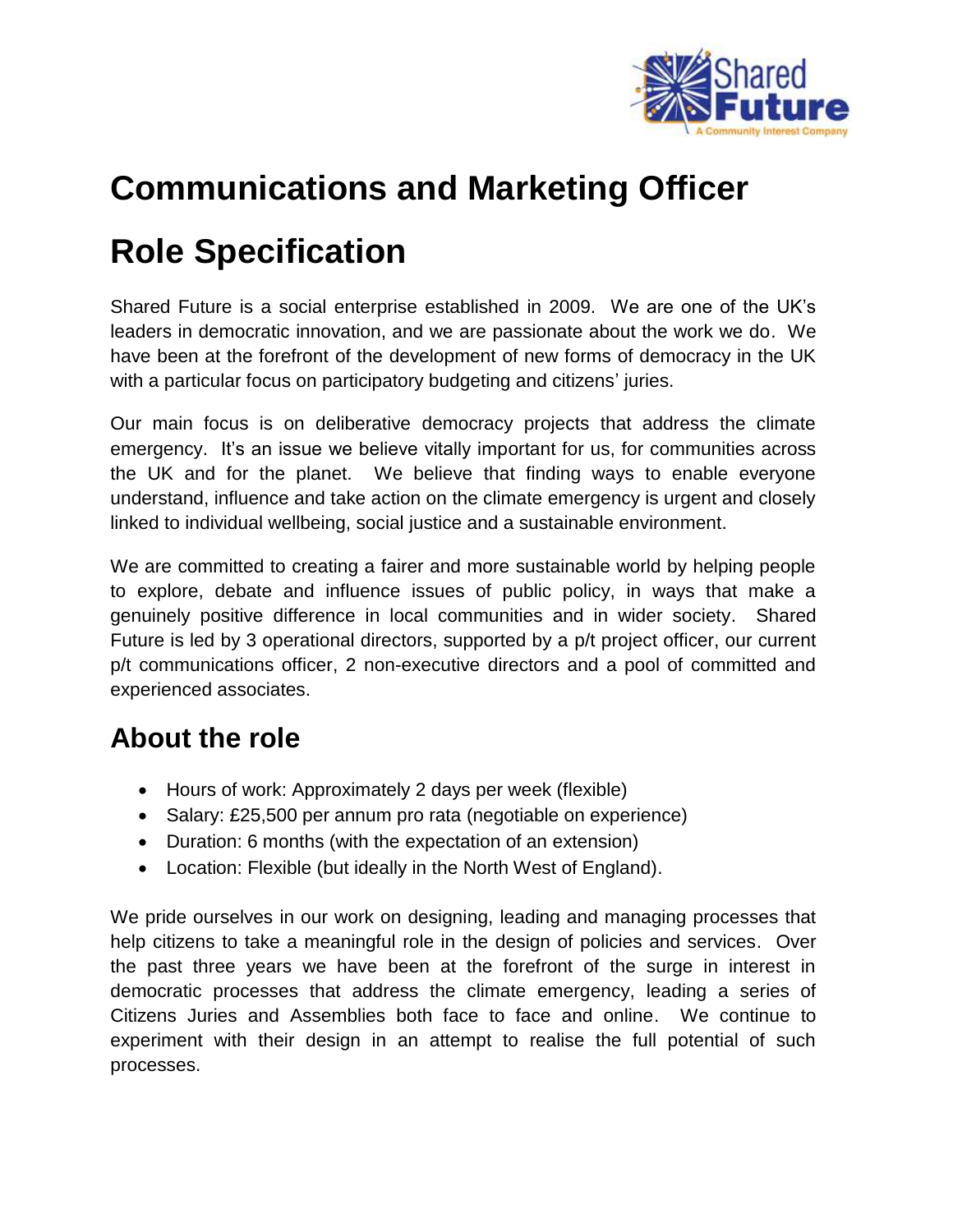# Communications and Marketing Officer

# Role Specification

Shared Future is a social enterprise established in 2009. We are one of the UK's leaders in democratic innovation, and we are passionate about the work we do. We have been at the forefront of the development of new forms of democracy in the UK with a particular focus on participatory budgeting and citizens' juries.

Our main focus is on deliberative democracy projects that address the climate emergency. It's an issue we believe vitally important for us, for communities across the UK and for the planet. We believe that finding ways to enable everyone understand, influence and take action on the climate emergency is urgent and closely linked to individual wellbeing, social justice and a sustainable environment.

We are committed to creating a fairer and more sustainable world by helping people to explore, debate and influence issues of public policy, in ways that make a genuinely positive difference in local communities and in wider society. Shared Future is led by 3 operational directors, supported by a p/t project officer, our current p/t communications officer, 2 non-executive directors and a pool of committed and experienced associates.

## About the role

- Hours of work: Approximately 2 days per week (flexible)
- Salary: £25,500 per annum pro rata (negotiable on experience)
- Duration: 6 months (with the expectation of an extension)
- Location: Flexible (but ideally in the North West of England).

We pride ourselves in our work on designing, leading and managing processes that help citizens to take a meaningful role in the design of policies and services. Over the past three years we have been at the forefront of the surge in interest in democratic processes that address the climate emergency, leading a series of Citizens Juries and Assemblies both face to face and online. We continue to experiment with their design in an attempt to realise the full potential of such processes.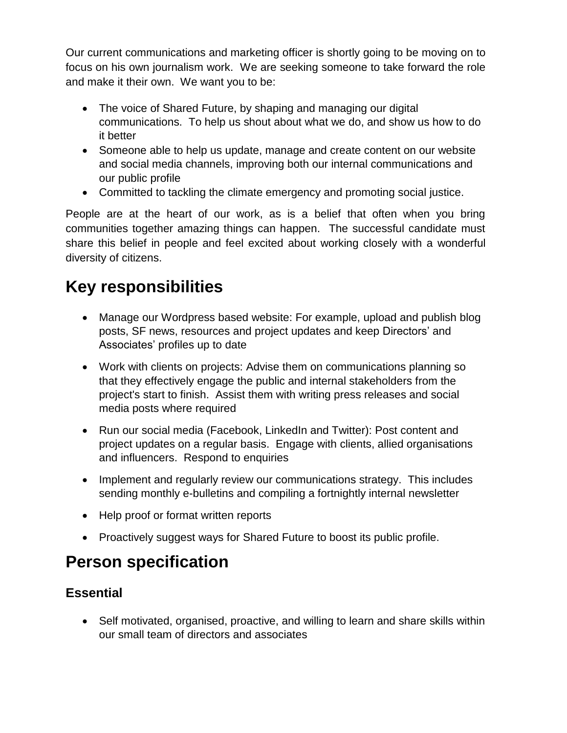Our current communications and marketing officer is shortly going to be moving on to focus on his own journalism work. We are seeking someone to take forward the role and make it their own. We want you to be:

- The voice of Shared Future, by shaping and managing our digital communications. To help us shout about what we do, and show us how to do it better
- Someone able to help us update, manage and create content on our website and social media channels, improving both our internal communications and our public profile
- Committed to tackling the climate emergency and promoting social justice.

People are at the heart of our work, as is a belief that often when you bring communities together amazing things can happen. The successful candidate must share this belief in people and feel excited about working closely with a wonderful diversity of citizens.

## Key responsibilities

- Manage our Wordpress based website: For example, upload and publish blog posts, SF news, resources and project updates and keep Directors' and Associates' profiles up to date
- Work with clients on projects: Advise them on communications planning so that they effectively engage the public and internal stakeholders from the project's start to finish. Assist them with writing press releases and social media posts where required
- Run our social media (Facebook, LinkedIn and Twitter): Post content and project updates on a regular basis. Engage with clients, allied organisations and influencers. Respond to enquiries
- Implement and regularly review our communications strategy. This includes sending monthly e-bulletins and compiling a fortnightly internal newsletter
- Help proof or format written reports
- Proactively suggest ways for Shared Future to boost its public profile.

## Person specification

### Essential

- Self motivated, organised, proactive, and willing to learn and share skills within our small team of directors and associates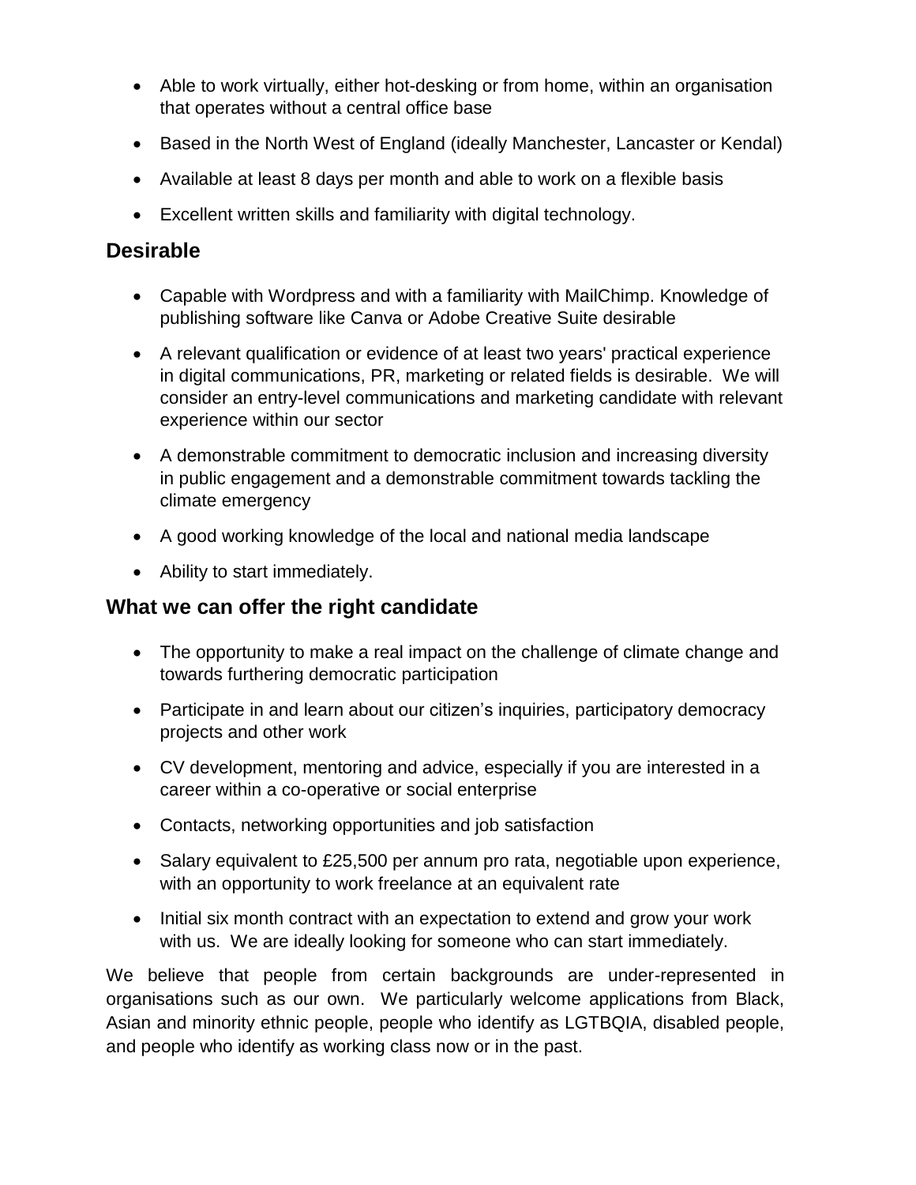- Able to work virtually, either hot-desking or from home, within an organisation that operates without a central office base
- Based in the North West of England (ideally Manchester, Lancaster or Kendal)
- Available at least 8 days per month and able to work on a flexible basis
- Excellent written skills and familiarity with digital technology.

## Desirable

- Capable with Wordpress and with a familiarity with MailChimp. Knowledge of publishing software like Canva or Adobe Creative Suite desirable
- A relevant qualification or evidence of at least two years' practical experience in digital communications, PR, marketing or related fields is desirable. We will consider an entry-level communications and marketing candidate with relevant experience within our sector
- A demonstrable commitment to democratic inclusion and increasing diversity in public engagement and a demonstrable commitment towards tackling the climate emergency
- A good working knowledge of the local and national media landscape
- Ability to start immediately.

## What we can offer the right candidate

- The opportunity to make a real impact on the challenge of climate change and towards furthering democratic participation
- Participate in and learn about our citizen's inquiries, participatory democracy projects and other work
- CV development, mentoring and advice, especially if you are interested in a career within a co-operative or social enterprise
- Contacts, networking opportunities and job satisfaction
- Salary equivalent to £25,500 per annum pro rata, negotiable upon experience, with an opportunity to work freelance at an equivalent rate
- Initial six month contract with an expectation to extend and grow your work with us. We are ideally looking for someone who can start immediately.

We believe that people from certain backgrounds are under-represented in organisations such as our own. We particularly welcome applications from Black, Asian and minority ethnic people, people who identify as LGTBQIA, disabled people, and people who identify as working class now or in the past.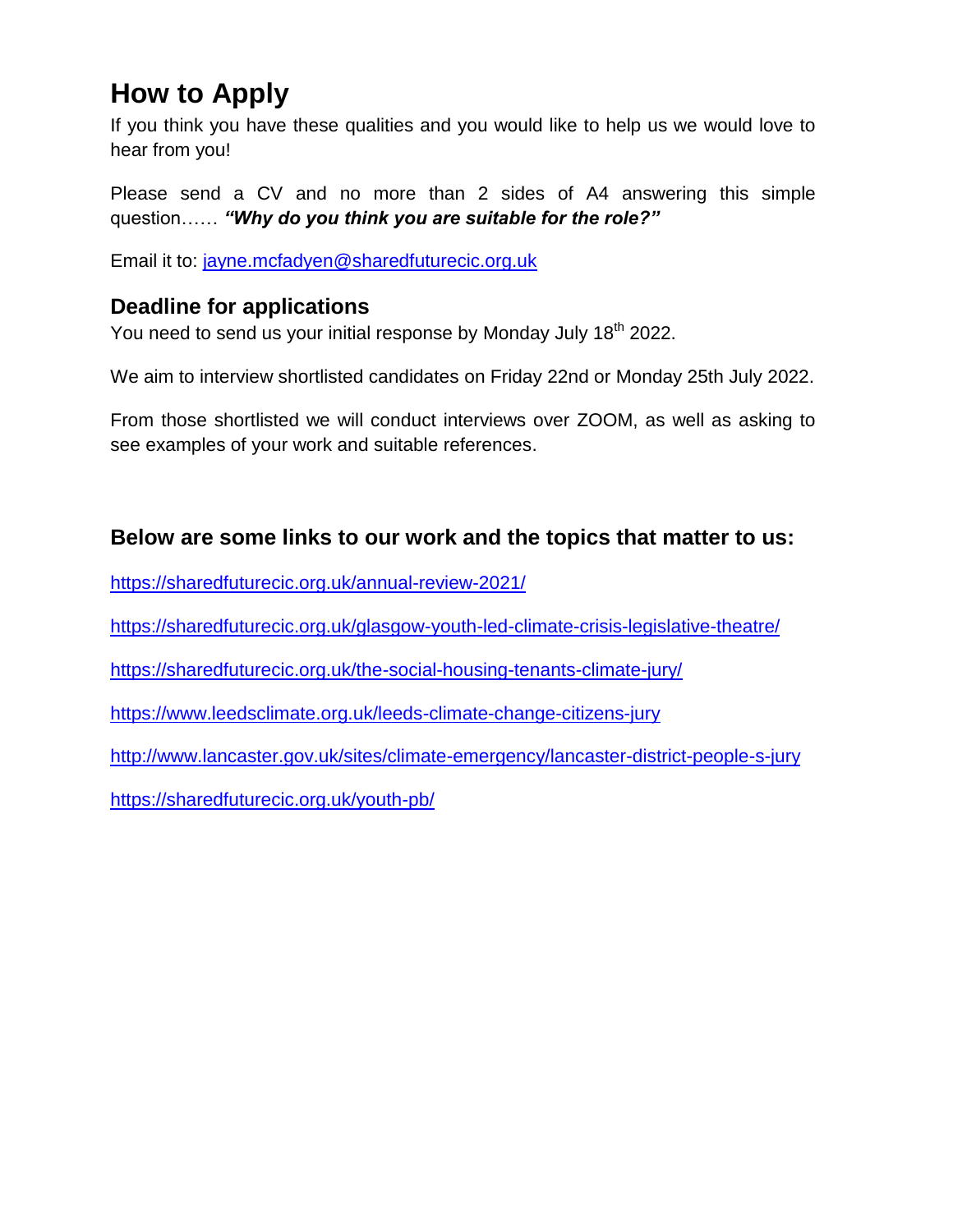# How to Apply

If you think you have these qualities and you would like to help us we would love to hear from you!

Please send a CV and no more than 2 sides of A4 answering this simple question…… ***"Why do you think you are suitable for the role?"***

Email it to: jayne.mcfadyen@sharedfuturecic.org.uk

## Deadline for applications

You need to send us your initial response by Monday July 18th 2022.

We aim to interview shortlisted candidates on Friday 22nd or Monday 25th July 2022.

From those shortlisted we will conduct interviews over ZOOM, as well as asking to see examples of your work and suitable references.

## Below are some links to our work and the topics that matter to us:

https://sharedfuturecic.org.uk/annual-review-2021/

https://sharedfuturecic.org.uk/glasgow-youth-led-climate-crisis-legislative-theatre/

https://sharedfuturecic.org.uk/the-social-housing-tenants-climate-jury/

https://www.leedsclimate.org.uk/leeds-climate-change-citizens-jury

http://www.lancaster.gov.uk/sites/climate-emergency/lancaster-district-people-s-jury

https://sharedfuturecic.org.uk/youth-pb/